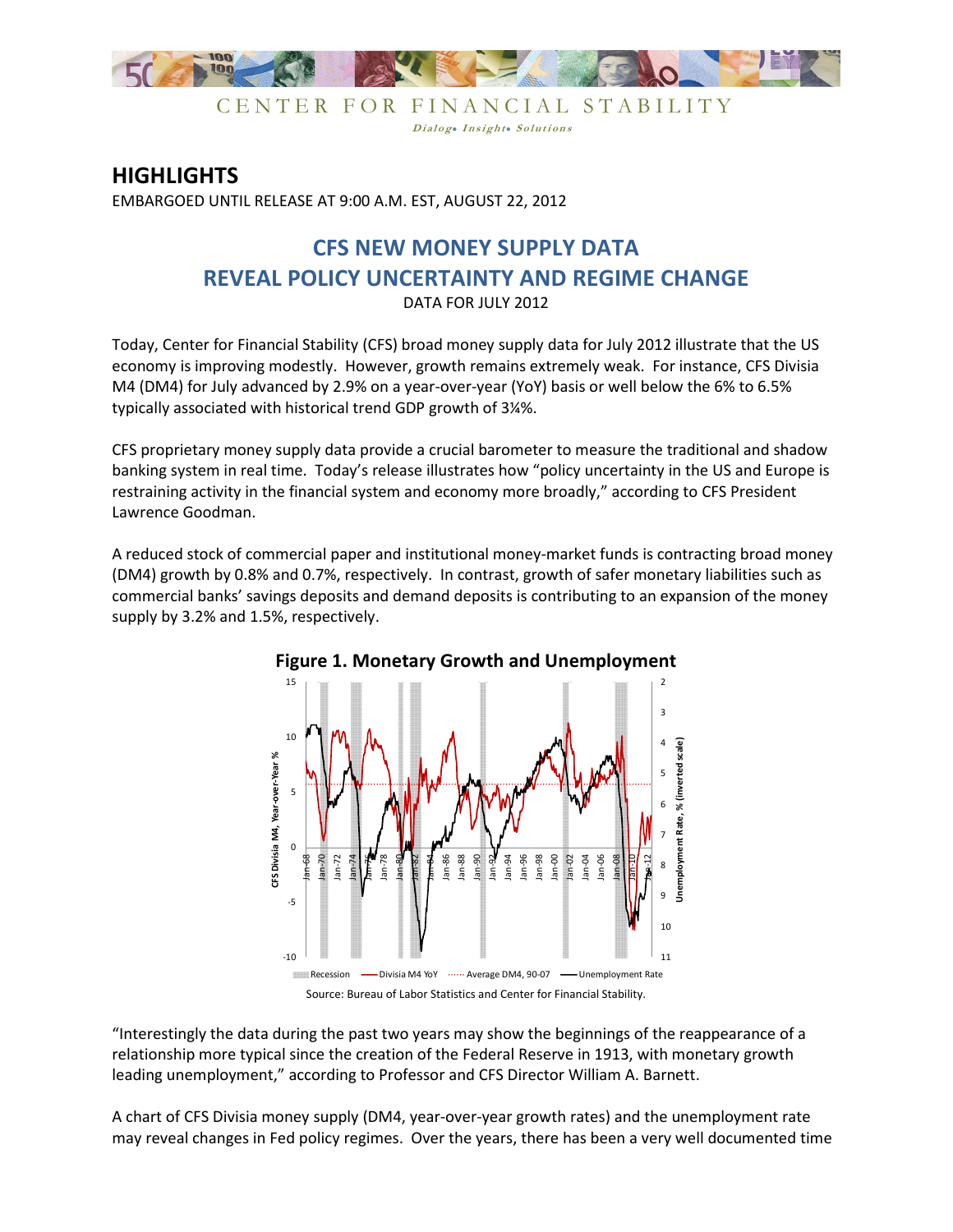CENTER FOR FINANCIAL STABILITY

*Dialog• Insight• Solutions*

## HIGHLIGHTS

EMBARGOED UNTIL RELEASE AT 9:00 A.M. EST, AUGUST 22, 2012

# CFS NEW MONEY SUPPLY DATA REVEAL POLICY UNCERTAINTY AND REGIME CHANGE

DATA FOR JULY 2012

Today, Center for Financial Stability (CFS) broad money supply data for July 2012 illustrate that the US economy is improving modestly. However, growth remains extremely weak. For instance, CFS Divisia M4 (DM4) for July advanced by 2.9% on a year-over-year (YoY) basis or well below the 6% to 6.5% typically associated with historical trend GDP growth of 3¼%.

CFS proprietary money supply data provide a crucial barometer to measure the traditional and shadow banking system in real time. Today's release illustrates how "policy uncertainty in the US and Europe is restraining activity in the financial system and economy more broadly," according to CFS President Lawrence Goodman.

A reduced stock of commercial paper and institutional money-market funds is contracting broad money (DM4) growth by 0.8% and 0.7%, respectively. In contrast, growth of safer monetary liabilities such as commercial banks' savings deposits and demand deposits is contributing to an expansion of the money supply by 3.2% and 1.5%, respectively.

**Figure 1. Monetary Growth and Unemployment**

Source: Bureau of Labor Statistics and Center for Financial Stability.

"Interestingly the data during the past two years may show the beginnings of the reappearance of a relationship more typical since the creation of the Federal Reserve in 1913, with monetary growth leading unemployment," according to Professor and CFS Director William A. Barnett.

A chart of CFS Divisia money supply (DM4, year-over-year growth rates) and the unemployment rate may reveal changes in Fed policy regimes. Over the years, there has been a very well documented time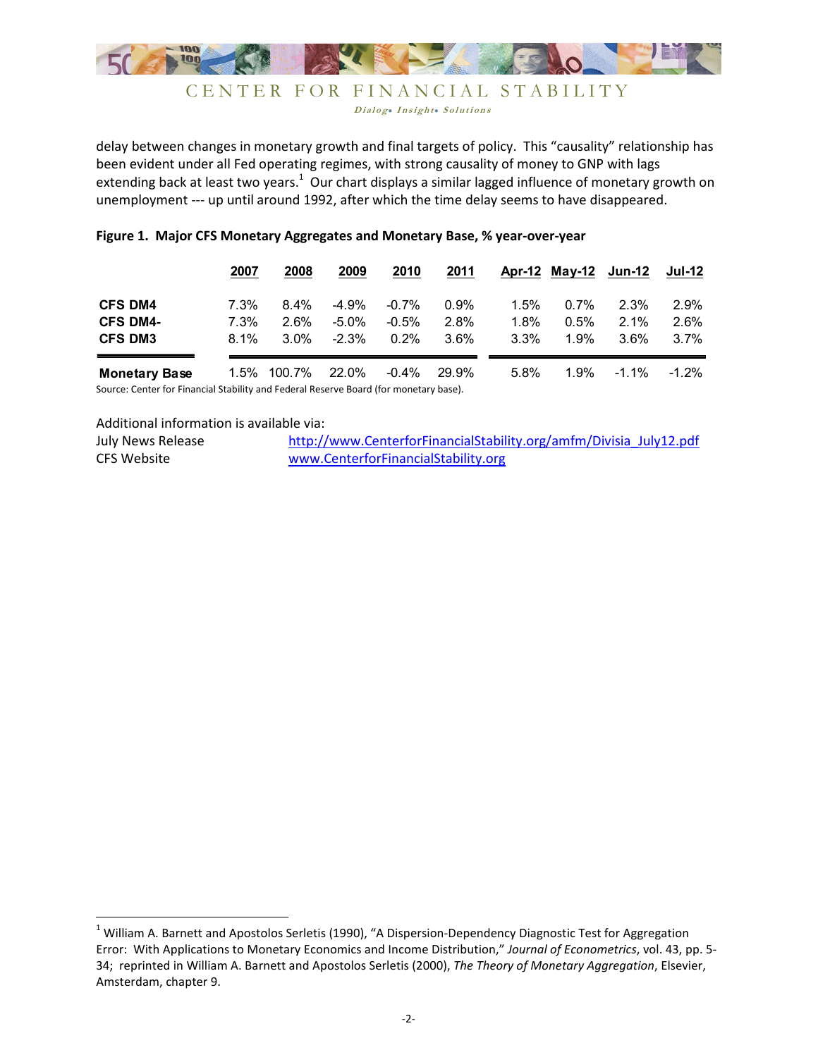delay between changes in monetary growth and final targets of policy. This "causality" relationship has been evident under all Fed operating regimes, with strong causality of money to GNP with lags extending back at least two years.[1] Our chart displays a similar lagged influence of monetary growth on unemployment --- up until around 1992, after which the time delay seems to have disappeared.

**Figure 1. Major CFS Monetary Aggregates and Monetary Base, % year-over-year**

| | 2007 | 2008 | 2009 | 2010 | 2011 | Apr-12 | May-12 | Jun-12 | Jul-12 |
|---|---|---|---|---|---|---|---|---|---|
| **CFS DM4** | 7.3% | 8.4% | -4.9% | -0.7% | 0.9% | 1.5% | 0.7% | 2.3% | 2.9% |
| **CFS DM4-** | 7.3% | 2.6% | -5.0% | -0.5% | 2.8% | 1.8% | 0.5% | 2.1% | 2.6% |
| **CFS DM3** | 8.1% | 3.0% | -2.3% | 0.2% | 3.6% | 3.3% | 1.9% | 3.6% | 3.7% |
| **Monetary Base** | 1.5% | 100.7% | 22.0% | -0.4% | 29.9% | 5.8% | 1.9% | -1.1% | -1.2% |

Source: Center for Financial Stability and Federal Reserve Board (for monetary base).

Additional information is available via:

July News Release http://www.CenterforFinancialStability.org/amfm/Divisia_July12.pdf

CFS Website www.CenterforFinancialStability.org

[1] William A. Barnett and Apostolos Serletis (1990), "A Dispersion-Dependency Diagnostic Test for Aggregation Error: With Applications to Monetary Economics and Income Distribution," *Journal of Econometrics*, vol. 43, pp. 5-34; reprinted in William A. Barnett and Apostolos Serletis (2000), *The Theory of Monetary Aggregation*, Elsevier, Amsterdam, chapter 9.